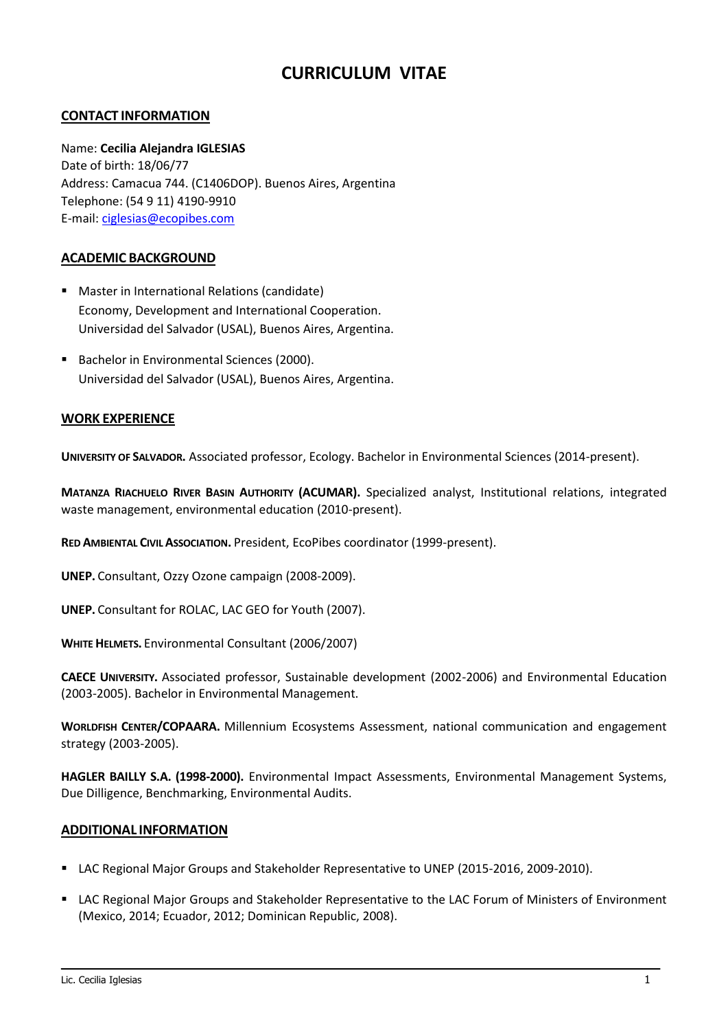# CURRICULUM VITAE

## CONTACT INFORMATION

Name: **Cecilia Alejandra IGLESIAS**
Date of birth: 18/06/77
Address: Camacua 744. (C1406DOP). Buenos Aires, Argentina
Telephone: (54 9 11) 4190-9910
E-mail: ciglesias@ecopibes.com

## ACADEMIC BACKGROUND

- Master in International Relations (candidate)
  Economy, Development and International Cooperation.
  Universidad del Salvador (USAL), Buenos Aires, Argentina.

- Bachelor in Environmental Sciences (2000).
  Universidad del Salvador (USAL), Buenos Aires, Argentina.

## WORK EXPERIENCE

**UNIVERSITY OF SALVADOR.** Associated professor, Ecology. Bachelor in Environmental Sciences (2014-present).

**MATANZA RIACHUELO RIVER BASIN AUTHORITY (ACUMAR).** Specialized analyst, Institutional relations, integrated waste management, environmental education (2010-present).

**RED AMBIENTAL CIVIL ASSOCIATION.** President, EcoPibes coordinator (1999-present).

**UNEP.** Consultant, Ozzy Ozone campaign (2008-2009).

**UNEP.** Consultant for ROLAC, LAC GEO for Youth (2007).

**WHITE HELMETS.** Environmental Consultant (2006/2007)

**CAECE UNIVERSITY.** Associated professor, Sustainable development (2002-2006) and Environmental Education (2003-2005). Bachelor in Environmental Management.

**WORLDFISH CENTER/COPAARA.** Millennium Ecosystems Assessment, national communication and engagement strategy (2003-2005).

**HAGLER BAILLY S.A. (1998-2000).** Environmental Impact Assessments, Environmental Management Systems, Due Dilligence, Benchmarking, Environmental Audits.

## ADDITIONAL INFORMATION

- LAC Regional Major Groups and Stakeholder Representative to UNEP (2015-2016, 2009-2010).

- LAC Regional Major Groups and Stakeholder Representative to the LAC Forum of Ministers of Environment (Mexico, 2014; Ecuador, 2012; Dominican Republic, 2008).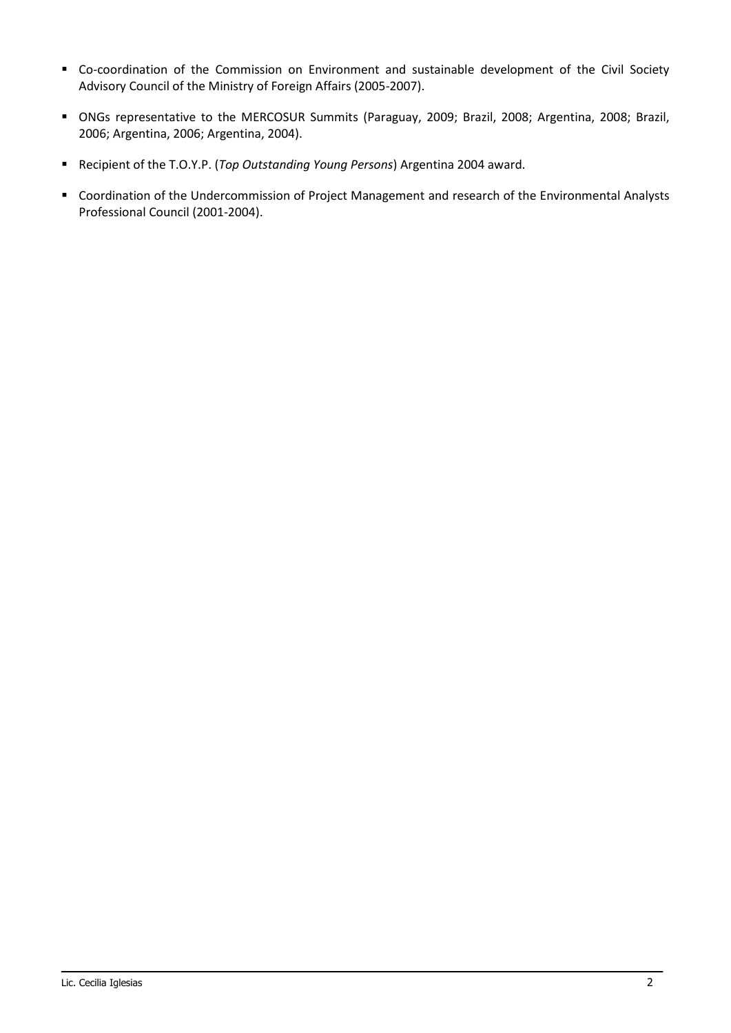- Co-coordination of the Commission on Environment and sustainable development of the Civil Society Advisory Council of the Ministry of Foreign Affairs (2005-2007).
- ONGs representative to the MERCOSUR Summits (Paraguay, 2009; Brazil, 2008; Argentina, 2008; Brazil, 2006; Argentina, 2006; Argentina, 2004).
- Recipient of the T.O.Y.P. (*Top Outstanding Young Persons*) Argentina 2004 award.
- Coordination of the Undercommission of Project Management and research of the Environmental Analysts Professional Council (2001-2004).